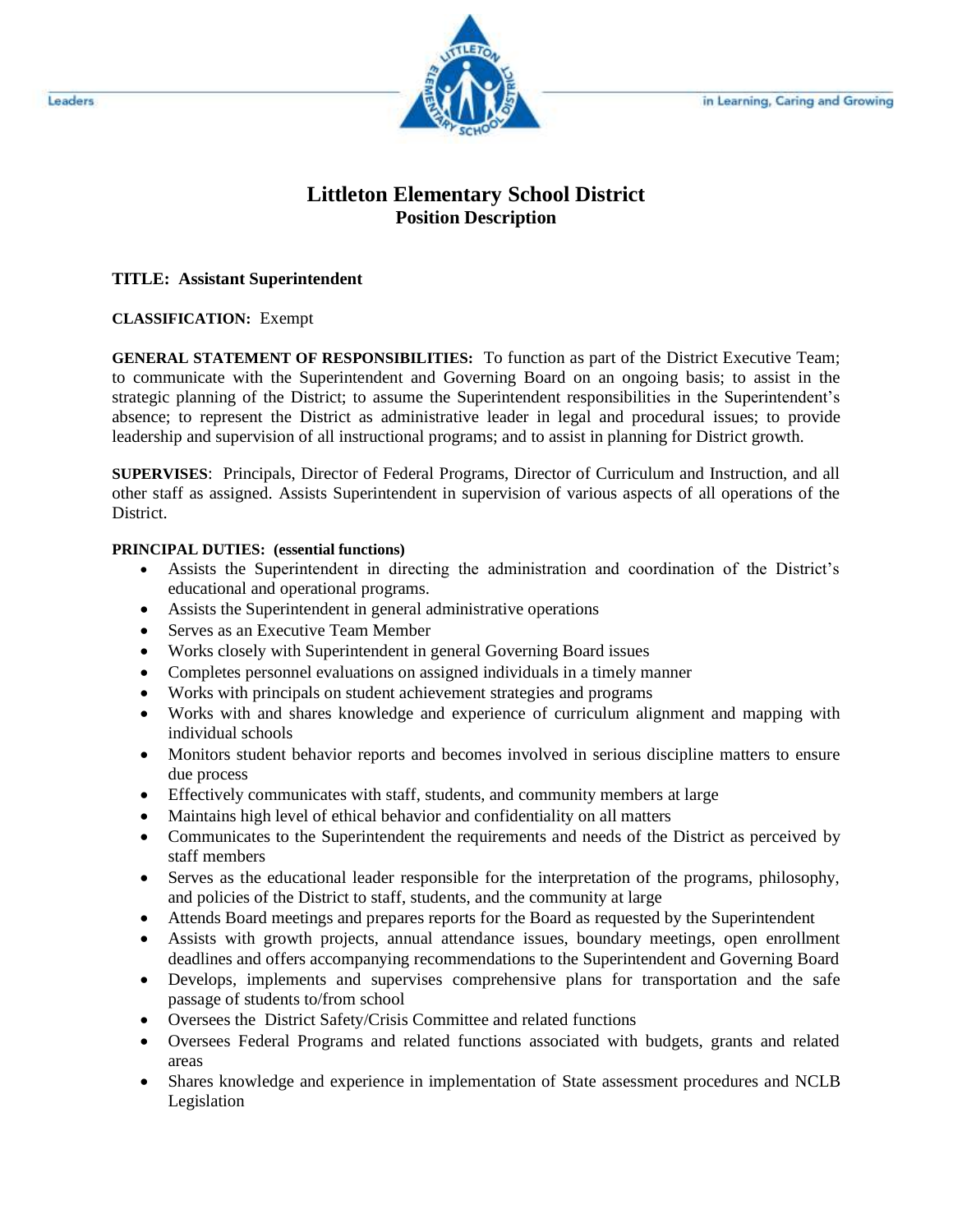# Littleton Elementary School District

## Position Description

**TITLE: Assistant Superintendent**

**CLASSIFICATION:** Exempt

**GENERAL STATEMENT OF RESPONSIBILITIES:** To function as part of the District Executive Team; to communicate with the Superintendent and Governing Board on an ongoing basis; to assist in the strategic planning of the District; to assume the Superintendent responsibilities in the Superintendent's absence; to represent the District as administrative leader in legal and procedural issues; to provide leadership and supervision of all instructional programs; and to assist in planning for District growth.

**SUPERVISES**: Principals, Director of Federal Programs, Director of Curriculum and Instruction, and all other staff as assigned. Assists Superintendent in supervision of various aspects of all operations of the District.

**PRINCIPAL DUTIES: (essential functions)**

- Assists the Superintendent in directing the administration and coordination of the District's educational and operational programs.
- Assists the Superintendent in general administrative operations
- Serves as an Executive Team Member
- Works closely with Superintendent in general Governing Board issues
- Completes personnel evaluations on assigned individuals in a timely manner
- Works with principals on student achievement strategies and programs
- Works with and shares knowledge and experience of curriculum alignment and mapping with individual schools
- Monitors student behavior reports and becomes involved in serious discipline matters to ensure due process
- Effectively communicates with staff, students, and community members at large
- Maintains high level of ethical behavior and confidentiality on all matters
- Communicates to the Superintendent the requirements and needs of the District as perceived by staff members
- Serves as the educational leader responsible for the interpretation of the programs, philosophy, and policies of the District to staff, students, and the community at large
- Attends Board meetings and prepares reports for the Board as requested by the Superintendent
- Assists with growth projects, annual attendance issues, boundary meetings, open enrollment deadlines and offers accompanying recommendations to the Superintendent and Governing Board
- Develops, implements and supervises comprehensive plans for transportation and the safe passage of students to/from school
- Oversees the District Safety/Crisis Committee and related functions
- Oversees Federal Programs and related functions associated with budgets, grants and related areas
- Shares knowledge and experience in implementation of State assessment procedures and NCLB Legislation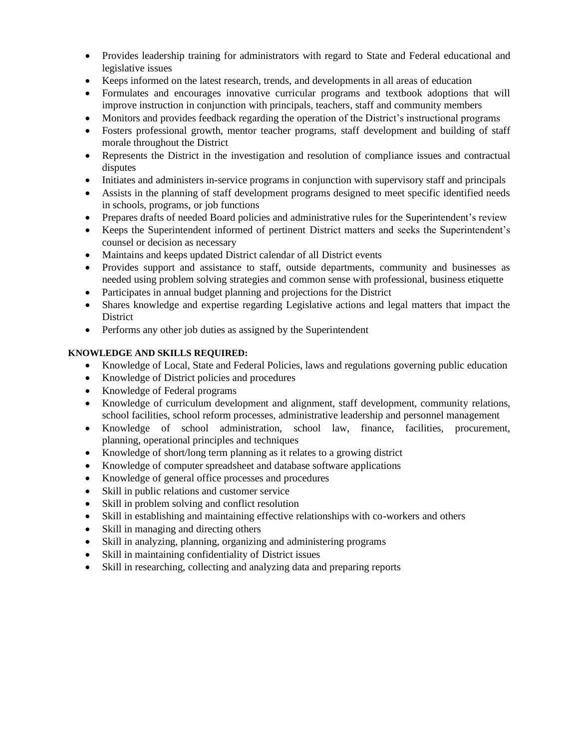- Provides leadership training for administrators with regard to State and Federal educational and legislative issues
- Keeps informed on the latest research, trends, and developments in all areas of education
- Formulates and encourages innovative curricular programs and textbook adoptions that will improve instruction in conjunction with principals, teachers, staff and community members
- Monitors and provides feedback regarding the operation of the District's instructional programs
- Fosters professional growth, mentor teacher programs, staff development and building of staff morale throughout the District
- Represents the District in the investigation and resolution of compliance issues and contractual disputes
- Initiates and administers in-service programs in conjunction with supervisory staff and principals
- Assists in the planning of staff development programs designed to meet specific identified needs in schools, programs, or job functions
- Prepares drafts of needed Board policies and administrative rules for the Superintendent's review
- Keeps the Superintendent informed of pertinent District matters and seeks the Superintendent's counsel or decision as necessary
- Maintains and keeps updated District calendar of all District events
- Provides support and assistance to staff, outside departments, community and businesses as needed using problem solving strategies and common sense with professional, business etiquette
- Participates in annual budget planning and projections for the District
- Shares knowledge and expertise regarding Legislative actions and legal matters that impact the District
- Performs any other job duties as assigned by the Superintendent

**KNOWLEDGE AND SKILLS REQUIRED:**

- Knowledge of Local, State and Federal Policies, laws and regulations governing public education
- Knowledge of District policies and procedures
- Knowledge of Federal programs
- Knowledge of curriculum development and alignment, staff development, community relations, school facilities, school reform processes, administrative leadership and personnel management
- Knowledge of school administration, school law, finance, facilities, procurement, planning, operational principles and techniques
- Knowledge of short/long term planning as it relates to a growing district
- Knowledge of computer spreadsheet and database software applications
- Knowledge of general office processes and procedures
- Skill in public relations and customer service
- Skill in problem solving and conflict resolution
- Skill in establishing and maintaining effective relationships with co-workers and others
- Skill in managing and directing others
- Skill in analyzing, planning, organizing and administering programs
- Skill in maintaining confidentiality of District issues
- Skill in researching, collecting and analyzing data and preparing reports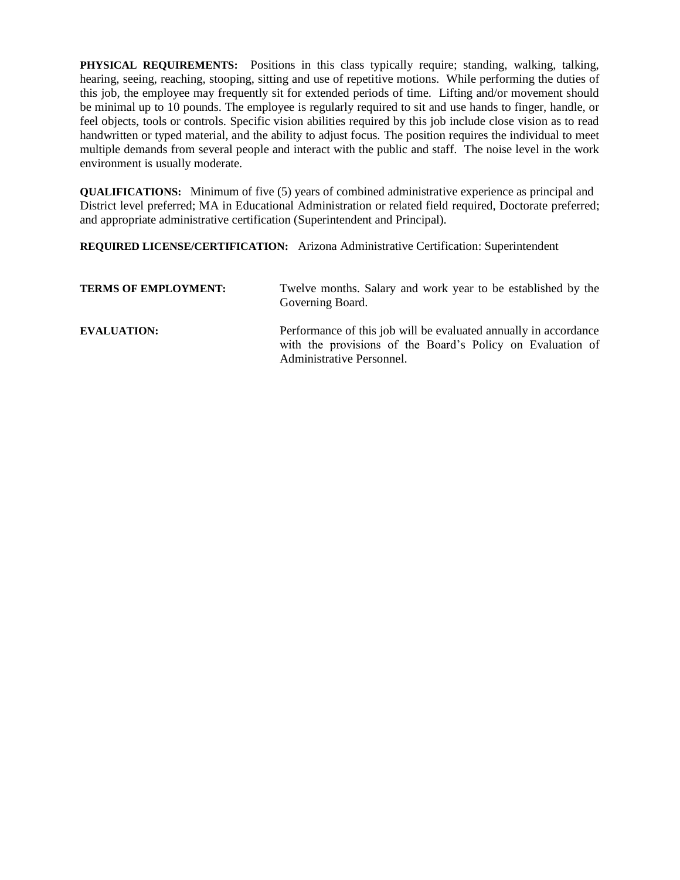**PHYSICAL REQUIREMENTS:** Positions in this class typically require; standing, walking, talking, hearing, seeing, reaching, stooping, sitting and use of repetitive motions. While performing the duties of this job, the employee may frequently sit for extended periods of time. Lifting and/or movement should be minimal up to 10 pounds. The employee is regularly required to sit and use hands to finger, handle, or feel objects, tools or controls. Specific vision abilities required by this job include close vision as to read handwritten or typed material, and the ability to adjust focus. The position requires the individual to meet multiple demands from several people and interact with the public and staff. The noise level in the work environment is usually moderate.

**QUALIFICATIONS:** Minimum of five (5) years of combined administrative experience as principal and District level preferred; MA in Educational Administration or related field required, Doctorate preferred; and appropriate administrative certification (Superintendent and Principal).

**REQUIRED LICENSE/CERTIFICATION:** Arizona Administrative Certification: Superintendent

**TERMS OF EMPLOYMENT:** Twelve months. Salary and work year to be established by the Governing Board.

**EVALUATION:** Performance of this job will be evaluated annually in accordance with the provisions of the Board's Policy on Evaluation of Administrative Personnel.